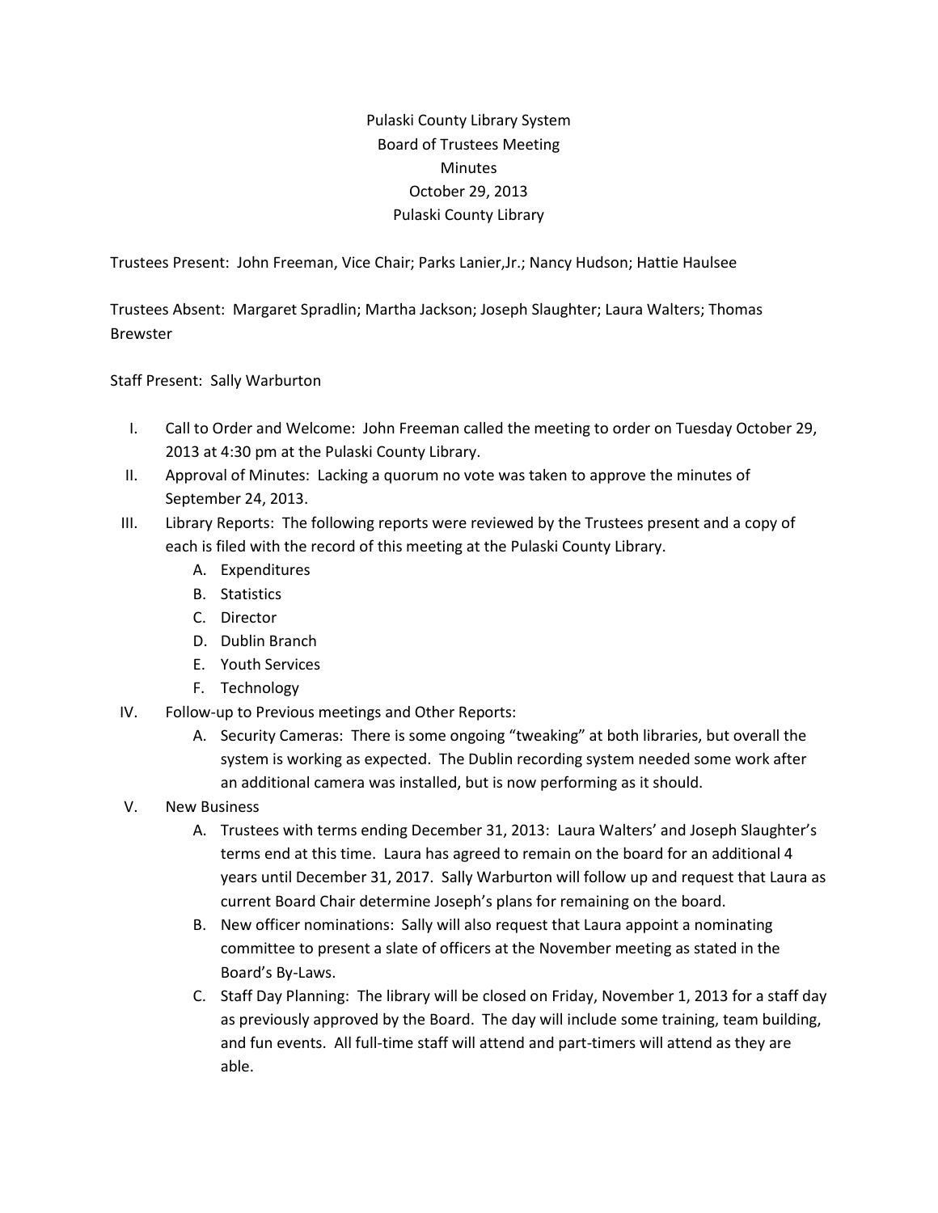# Pulaski County Library System
## Board of Trustees Meeting
## Minutes
## October 29, 2013
## Pulaski County Library

Trustees Present: John Freeman, Vice Chair; Parks Lanier,Jr.; Nancy Hudson; Hattie Haulsee

Trustees Absent: Margaret Spradlin; Martha Jackson; Joseph Slaughter; Laura Walters; Thomas Brewster

Staff Present: Sally Warburton

I. Call to Order and Welcome: John Freeman called the meeting to order on Tuesday October 29, 2013 at 4:30 pm at the Pulaski County Library.

II. Approval of Minutes: Lacking a quorum no vote was taken to approve the minutes of September 24, 2013.

III. Library Reports: The following reports were reviewed by the Trustees present and a copy of each is filed with the record of this meeting at the Pulaski County Library.
   - A. Expenditures
   - B. Statistics
   - C. Director
   - D. Dublin Branch
   - E. Youth Services
   - F. Technology

IV. Follow-up to Previous meetings and Other Reports:
   - A. Security Cameras: There is some ongoing "tweaking" at both libraries, but overall the system is working as expected. The Dublin recording system needed some work after an additional camera was installed, but is now performing as it should.

V. New Business
   - A. Trustees with terms ending December 31, 2013: Laura Walters' and Joseph Slaughter's terms end at this time. Laura has agreed to remain on the board for an additional 4 years until December 31, 2017. Sally Warburton will follow up and request that Laura as current Board Chair determine Joseph's plans for remaining on the board.
   - B. New officer nominations: Sally will also request that Laura appoint a nominating committee to present a slate of officers at the November meeting as stated in the Board's By-Laws.
   - C. Staff Day Planning: The library will be closed on Friday, November 1, 2013 for a staff day as previously approved by the Board. The day will include some training, team building, and fun events. All full-time staff will attend and part-timers will attend as they are able.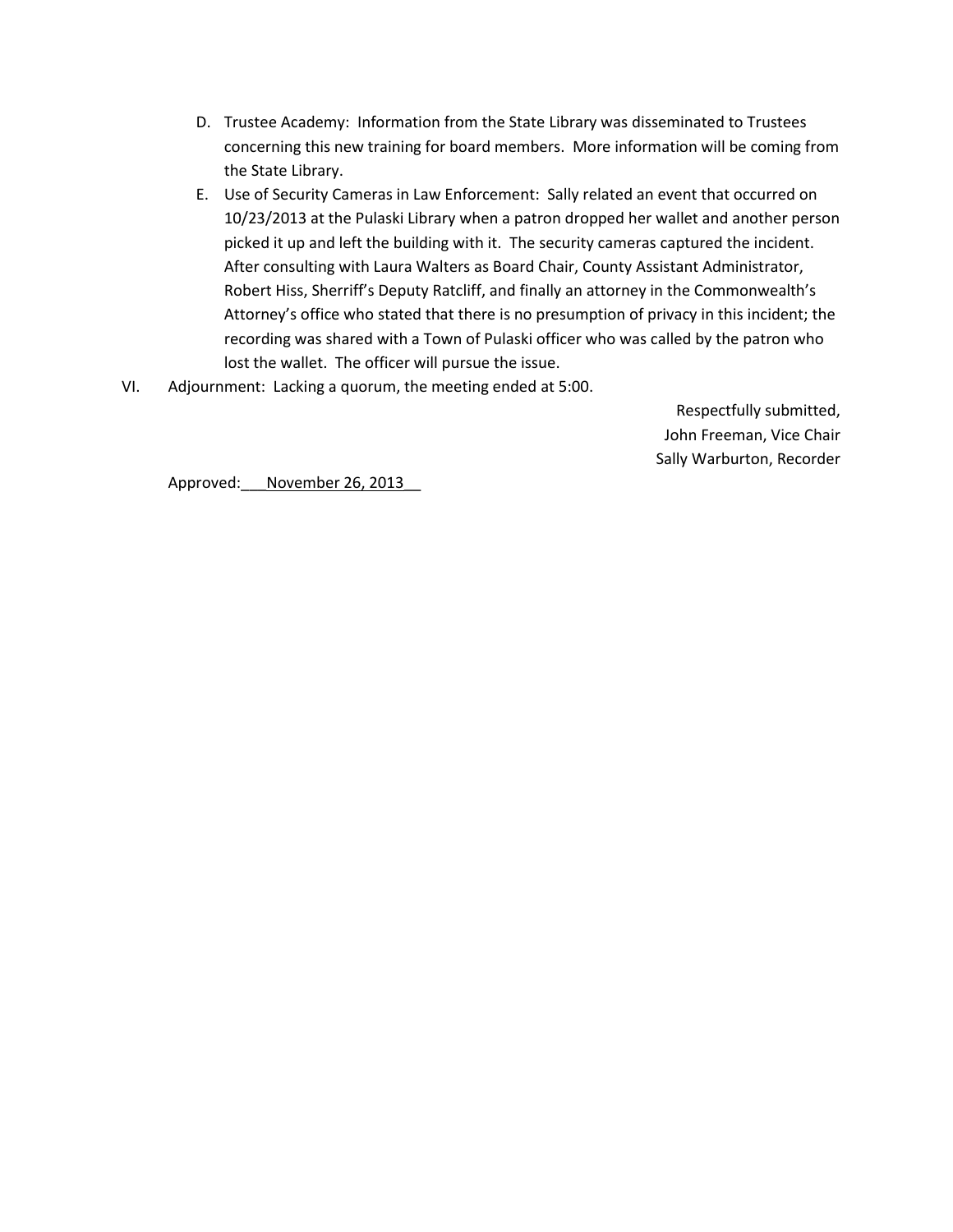D. Trustee Academy: Information from the State Library was disseminated to Trustees concerning this new training for board members. More information will be coming from the State Library.

E. Use of Security Cameras in Law Enforcement: Sally related an event that occurred on 10/23/2013 at the Pulaski Library when a patron dropped her wallet and another person picked it up and left the building with it. The security cameras captured the incident. After consulting with Laura Walters as Board Chair, County Assistant Administrator, Robert Hiss, Sherriff's Deputy Ratcliff, and finally an attorney in the Commonwealth's Attorney's office who stated that there is no presumption of privacy in this incident; the recording was shared with a Town of Pulaski officer who was called by the patron who lost the wallet. The officer will pursue the issue.

VI. Adjournment: Lacking a quorum, the meeting ended at 5:00.

Respectfully submitted,
John Freeman, Vice Chair
Sally Warburton, Recorder

Approved:\_\_\_November 26, 2013\_\_